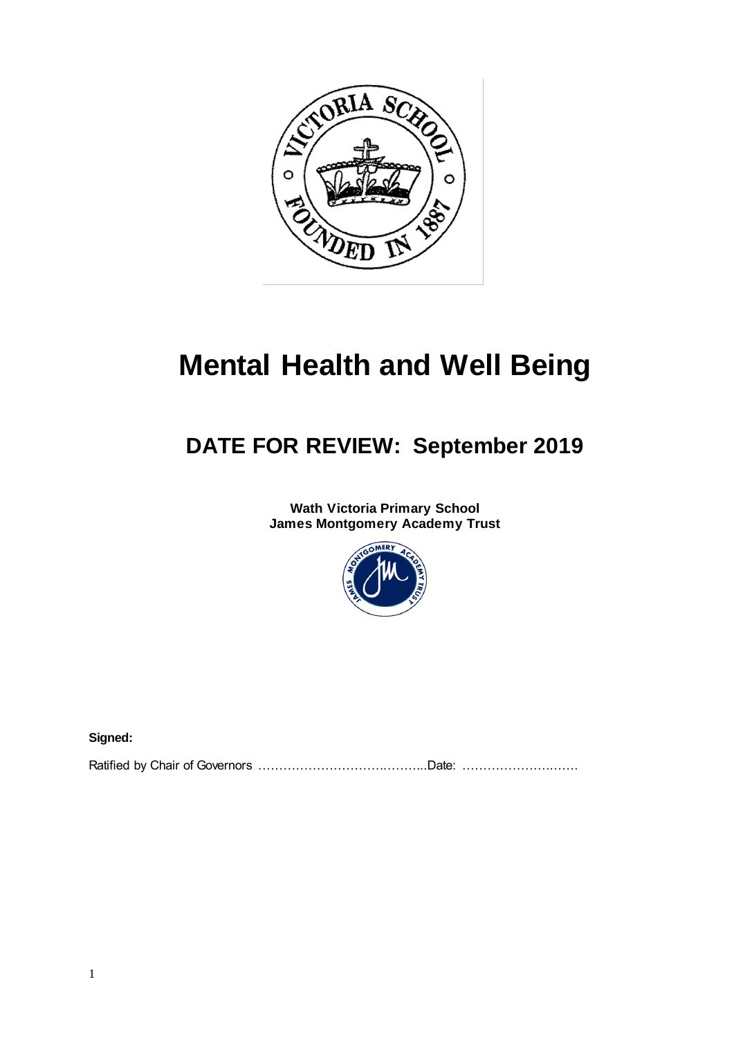# Mental Health and Well Being

## DATE FOR REVIEW: September 2019

**Wath Victoria Primary School**
**James Montgomery Academy Trust**

**Signed:**

Ratified by Chair of Governors ……………………………..………..Date: ……………………….……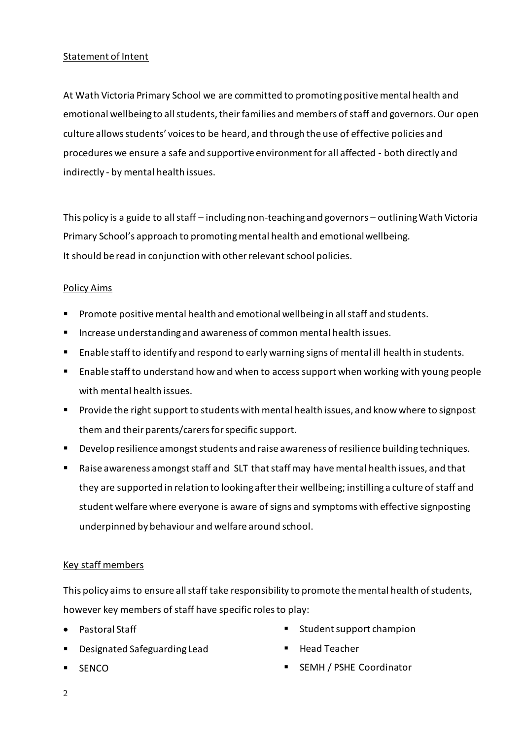## Statement of Intent

At Wath Victoria Primary School we are committed to promoting positive mental health and emotional wellbeing to all students, their families and members of staff and governors. Our open culture allows students' voices to be heard, and through the use of effective policies and procedures we ensure a safe and supportive environment for all affected - both directly and indirectly - by mental health issues.

This policy is a guide to all staff – including non-teaching and governors – outlining Wath Victoria Primary School's approach to promoting mental health and emotional wellbeing.
It should be read in conjunction with other relevant school policies.

## Policy Aims

- Promote positive mental health and emotional wellbeing in all staff and students.
- Increase understanding and awareness of common mental health issues.
- Enable staff to identify and respond to early warning signs of mental ill health in students.
- Enable staff to understand how and when to access support when working with young people with mental health issues.
- Provide the right support to students with mental health issues, and know where to signpost them and their parents/carers for specific support.
- Develop resilience amongst students and raise awareness of resilience building techniques.
- Raise awareness amongst staff and SLT that staff may have mental health issues, and that they are supported in relation to looking after their wellbeing; instilling a culture of staff and student welfare where everyone is aware of signs and symptoms with effective signposting underpinned by behaviour and welfare around school.

## Key staff members

This policy aims to ensure all staff take responsibility to promote the mental health of students, however key members of staff have specific roles to play:

- Pastoral Staff
- Designated Safeguarding Lead
- SENCO
- Student support champion
- Head Teacher
- SEMH / PSHE Coordinator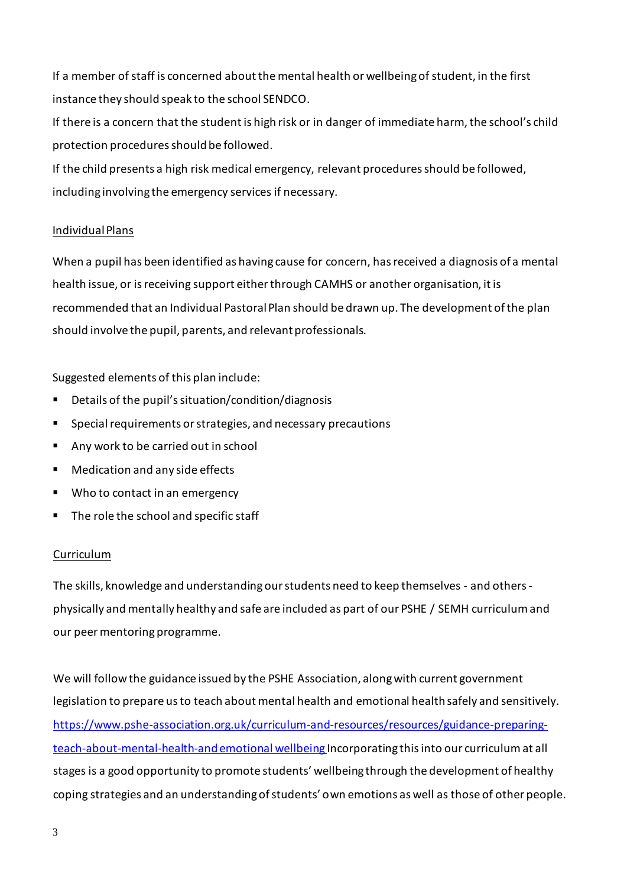If a member of staff is concerned about the mental health or wellbeing of student, in the first instance they should speak to the school SENDCO.

If there is a concern that the student is high risk or in danger of immediate harm, the school's child protection procedures should be followed.

If the child presents a high risk medical emergency, relevant procedures should be followed, including involving the emergency services if necessary.

## Individual Plans

When a pupil has been identified as having cause for concern, has received a diagnosis of a mental health issue, or is receiving support either through CAMHS or another organisation, it is recommended that an Individual Pastoral Plan should be drawn up. The development of the plan should involve the pupil, parents, and relevant professionals.

Suggested elements of this plan include:

- Details of the pupil's situation/condition/diagnosis
- Special requirements or strategies, and necessary precautions
- Any work to be carried out in school
- Medication and any side effects
- Who to contact in an emergency
- The role the school and specific staff

## Curriculum

The skills, knowledge and understanding our students need to keep themselves - and others - physically and mentally healthy and safe are included as part of our PSHE / SEMH curriculum and our peer mentoring programme.

We will follow the guidance issued by the PSHE Association, along with current government legislation to prepare us to teach about mental health and emotional health safely and sensitively. [https://www.pshe-association.org.uk/curriculum-and-resources/resources/guidance-preparing-teach-about-mental-health-and emotional wellbeing](https://www.pshe-association.org.uk/curriculum-and-resources/resources/guidance-preparing-teach-about-mental-health-and-emotional-wellbeing) Incorporating this into our curriculum at all stages is a good opportunity to promote students' wellbeing through the development of healthy coping strategies and an understanding of students' own emotions as well as those of other people.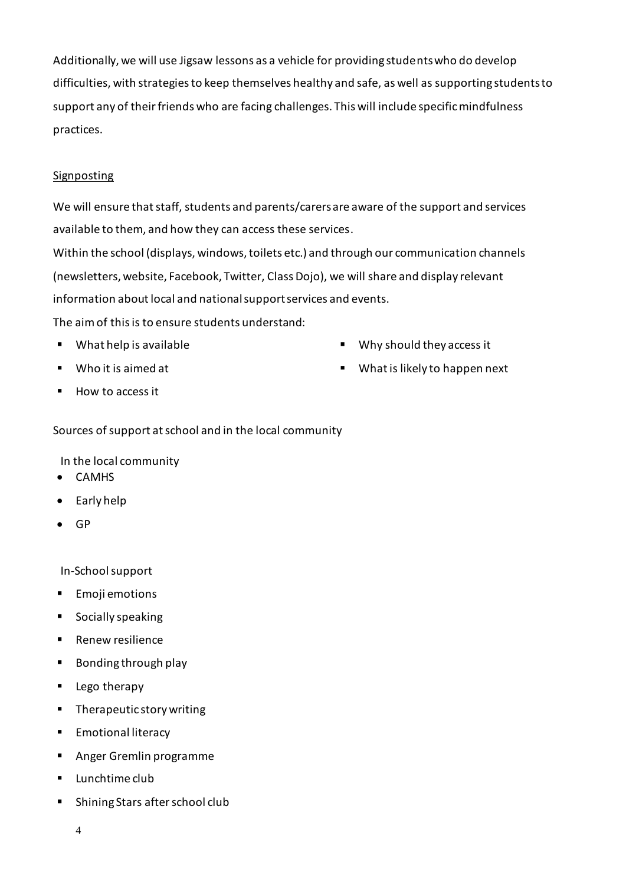Additionally, we will use Jigsaw lessons as a vehicle for providing students who do develop difficulties, with strategies to keep themselves healthy and safe, as well as supporting students to support any of their friends who are facing challenges. This will include specific mindfulness practices.

<u>Signposting</u>

We will ensure that staff, students and parents/carers are aware of the support and services available to them, and how they can access these services.

Within the school (displays, windows, toilets etc.) and through our communication channels (newsletters, website, Facebook, Twitter, Class Dojo), we will share and display relevant information about local and national support services and events.

The aim of this is to ensure students understand:

- What help is available
- Who it is aimed at
- How to access it
- Why should they access it
- What is likely to happen next

Sources of support at school and in the local community

In the local community

- CAMHS
- Early help
- GP

In-School support

- Emoji emotions
- Socially speaking
- Renew resilience
- Bonding through play
- Lego therapy
- Therapeutic story writing
- Emotional literacy
- Anger Gremlin programme
- Lunchtime club
- Shining Stars after school club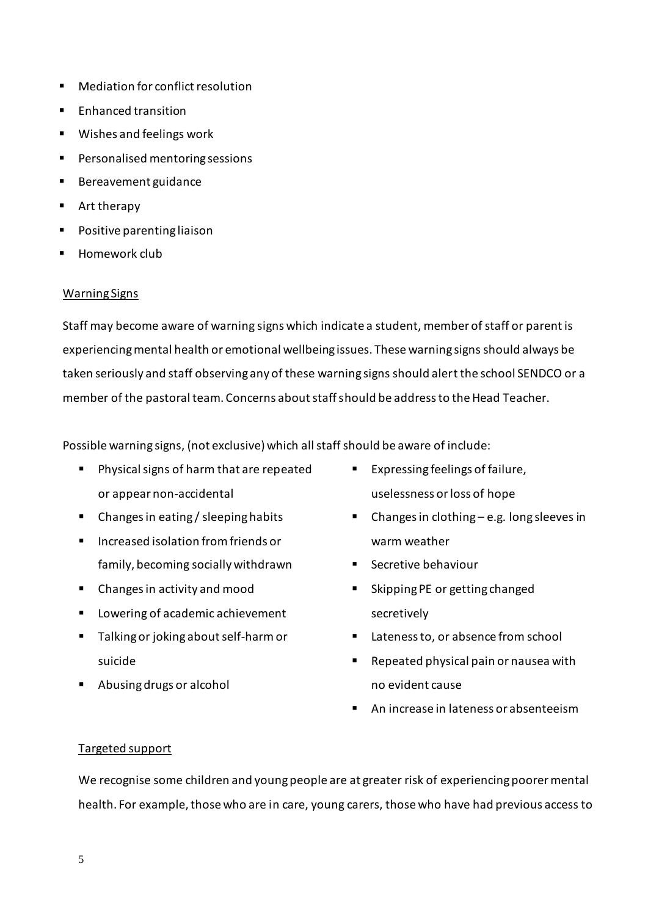- Mediation for conflict resolution
- Enhanced transition
- Wishes and feelings work
- Personalised mentoring sessions
- Bereavement guidance
- Art therapy
- Positive parenting liaison
- Homework club

Warning Signs

Staff may become aware of warning signs which indicate a student, member of staff or parent is experiencing mental health or emotional wellbeing issues. These warning signs should always be taken seriously and staff observing any of these warning signs should alert the school SENDCO or a member of the pastoral team. Concerns about staff should be address to the Head Teacher.

Possible warning signs, (not exclusive) which all staff should be aware of include:

- Physical signs of harm that are repeated or appear non-accidental
- Changes in eating / sleeping habits
- Increased isolation from friends or family, becoming socially withdrawn
- Changes in activity and mood
- Lowering of academic achievement
- Talking or joking about self-harm or suicide
- Abusing drugs or alcohol
- Expressing feelings of failure, uselessness or loss of hope
- Changes in clothing – e.g. long sleeves in warm weather
- Secretive behaviour
- Skipping PE or getting changed secretively
- Lateness to, or absence from school
- Repeated physical pain or nausea with no evident cause
- An increase in lateness or absenteeism

Targeted support

We recognise some children and young people are at greater risk of experiencing poorer mental health. For example, those who are in care, young carers, those who have had previous access to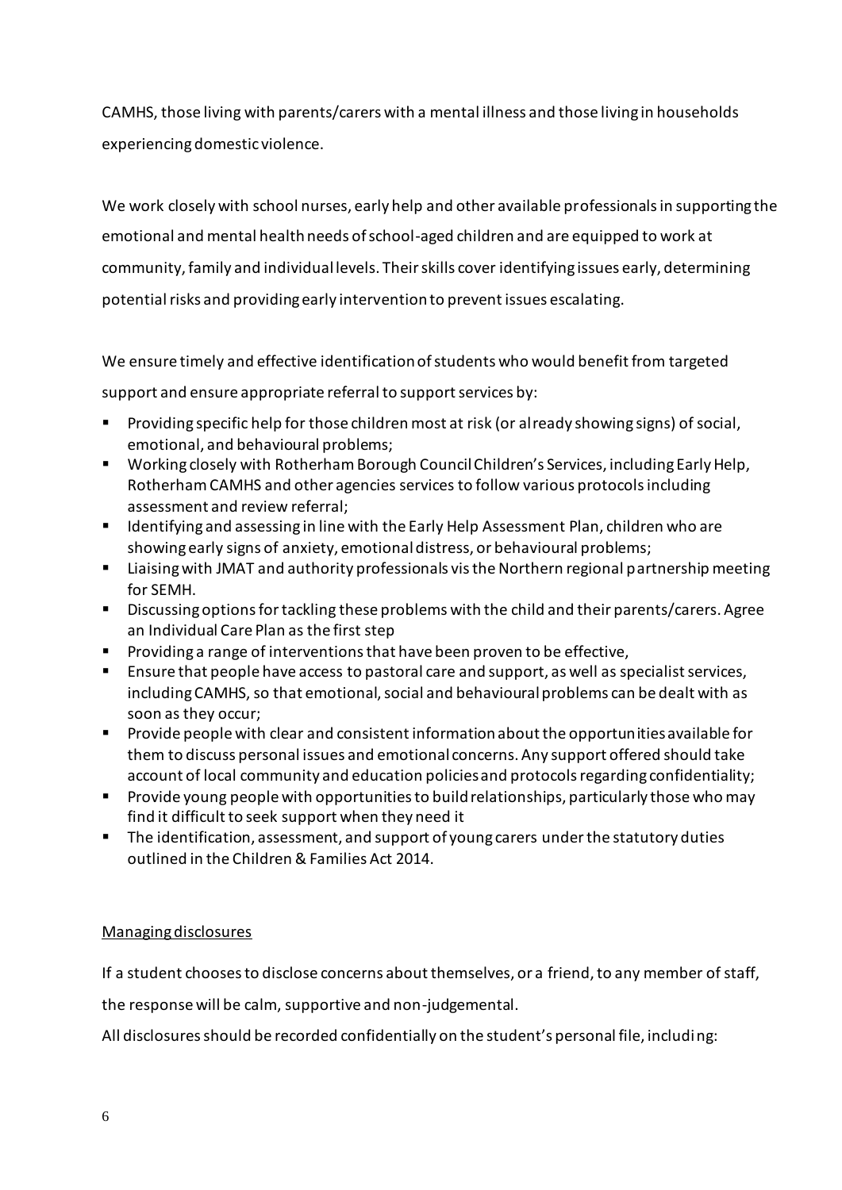CAMHS, those living with parents/carers with a mental illness and those living in households experiencing domestic violence.

We work closely with school nurses, early help and other available professionals in supporting the emotional and mental health needs of school-aged children and are equipped to work at community, family and individual levels. Their skills cover identifying issues early, determining potential risks and providing early intervention to prevent issues escalating.

We ensure timely and effective identification of students who would benefit from targeted support and ensure appropriate referral to support services by:

- Providing specific help for those children most at risk (or already showing signs) of social, emotional, and behavioural problems;
- Working closely with Rotherham Borough Council Children's Services, including Early Help, Rotherham CAMHS and other agencies services to follow various protocols including assessment and review referral;
- Identifying and assessing in line with the Early Help Assessment Plan, children who are showing early signs of anxiety, emotional distress, or behavioural problems;
- Liaising with JMAT and authority professionals vis the Northern regional partnership meeting for SEMH.
- Discussing options for tackling these problems with the child and their parents/carers. Agree an Individual Care Plan as the first step
- Providing a range of interventions that have been proven to be effective,
- Ensure that people have access to pastoral care and support, as well as specialist services, including CAMHS, so that emotional, social and behavioural problems can be dealt with as soon as they occur;
- Provide people with clear and consistent information about the opportunities available for them to discuss personal issues and emotional concerns. Any support offered should take account of local community and education policies and protocols regarding confidentiality;
- Provide young people with opportunities to build relationships, particularly those who may find it difficult to seek support when they need it
- The identification, assessment, and support of young carers under the statutory duties outlined in the Children & Families Act 2014.

<u>Managing disclosures</u>

If a student chooses to disclose concerns about themselves, or a friend, to any member of staff, the response will be calm, supportive and non-judgemental.

All disclosures should be recorded confidentially on the student's personal file, including: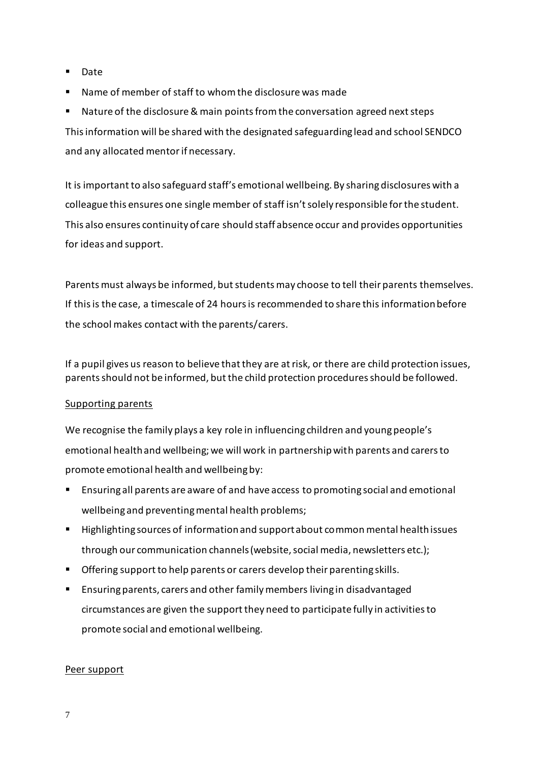- Date
- Name of member of staff to whom the disclosure was made
- Nature of the disclosure & main points from the conversation agreed next steps

This information will be shared with the designated safeguarding lead and school SENDCO and any allocated mentor if necessary.

It is important to also safeguard staff's emotional wellbeing. By sharing disclosures with a colleague this ensures one single member of staff isn't solely responsible for the student. This also ensures continuity of care should staff absence occur and provides opportunities for ideas and support.

Parents must always be informed, but students may choose to tell their parents themselves. If this is the case, a timescale of 24 hours is recommended to share this information before the school makes contact with the parents/carers.

If a pupil gives us reason to believe that they are at risk, or there are child protection issues, parents should not be informed, but the child protection procedures should be followed.

<u>Supporting parents</u>

We recognise the family plays a key role in influencing children and young people's emotional health and wellbeing; we will work in partnership with parents and carers to promote emotional health and wellbeing by:

- Ensuring all parents are aware of and have access to promoting social and emotional wellbeing and preventing mental health problems;
- Highlighting sources of information and support about common mental health issues through our communication channels (website, social media, newsletters etc.);
- Offering support to help parents or carers develop their parenting skills.
- Ensuring parents, carers and other family members living in disadvantaged circumstances are given the support they need to participate fully in activities to promote social and emotional wellbeing.

<u>Peer support</u>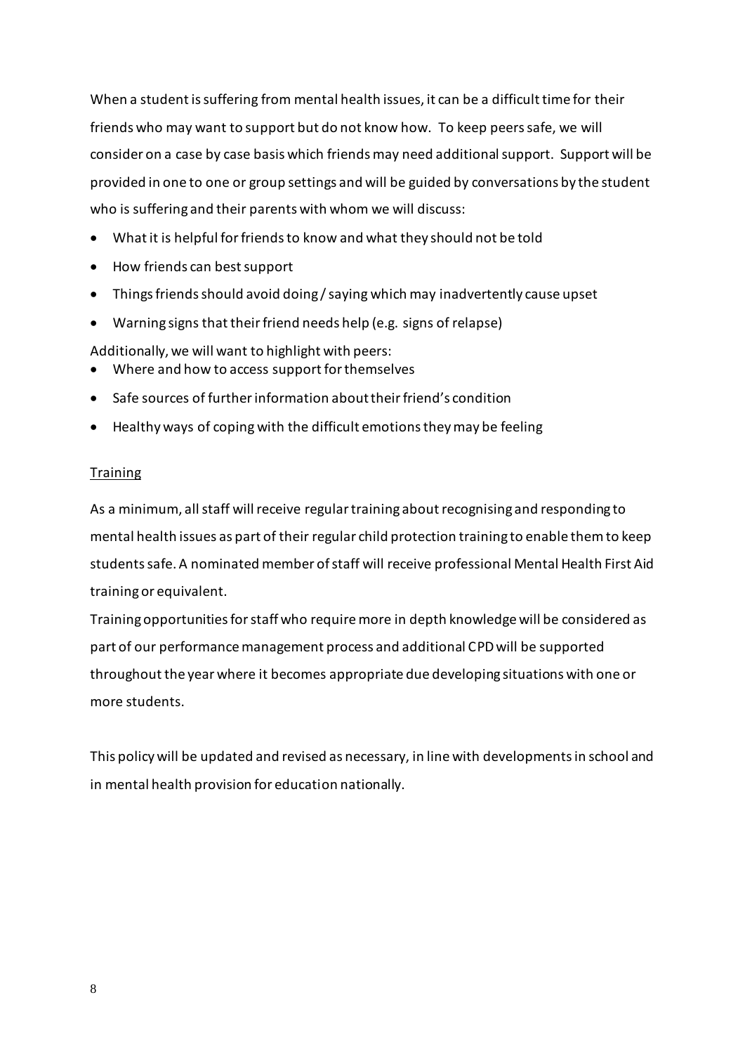When a student is suffering from mental health issues, it can be a difficult time for their friends who may want to support but do not know how. To keep peers safe, we will consider on a case by case basis which friends may need additional support. Support will be provided in one to one or group settings and will be guided by conversations by the student who is suffering and their parents with whom we will discuss:

- What it is helpful for friends to know and what they should not be told
- How friends can best support
- Things friends should avoid doing / saying which may inadvertently cause upset
- Warning signs that their friend needs help (e.g. signs of relapse)

Additionally, we will want to highlight with peers:

- Where and how to access support for themselves
- Safe sources of further information about their friend's condition
- Healthy ways of coping with the difficult emotions they may be feeling

## Training

As a minimum, all staff will receive regular training about recognising and responding to mental health issues as part of their regular child protection training to enable them to keep students safe. A nominated member of staff will receive professional Mental Health First Aid training or equivalent.

Training opportunities for staff who require more in depth knowledge will be considered as part of our performance management process and additional CPD will be supported throughout the year where it becomes appropriate due developing situations with one or more students.

This policy will be updated and revised as necessary, in line with developments in school and in mental health provision for education nationally.